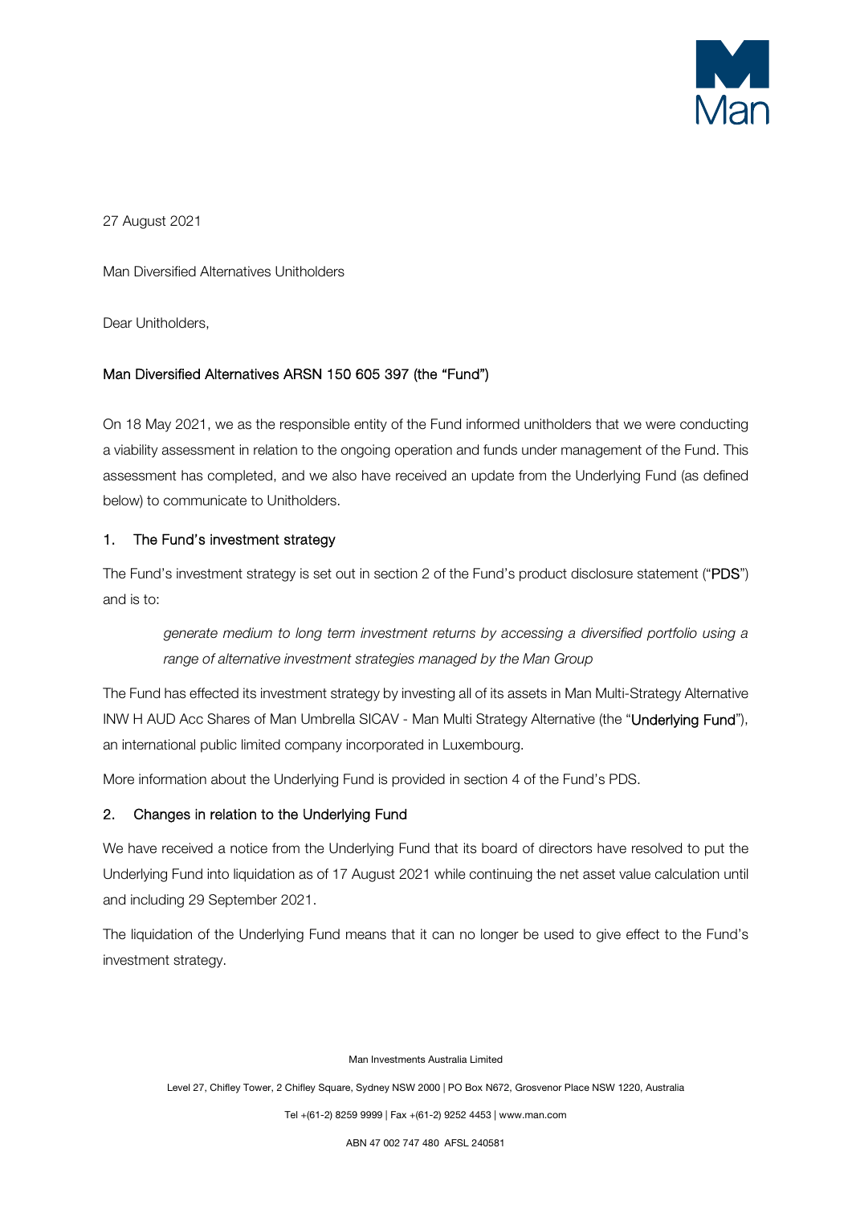27 August 2021

Man Diversified Alternatives Unitholders

Dear Unitholders,

## Man Diversified Alternatives ARSN 150 605 397 (the "Fund")

On 18 May 2021, we as the responsible entity of the Fund informed unitholders that we were conducting a viability assessment in relation to the ongoing operation and funds under management of the Fund. This assessment has completed, and we also have received an update from the Underlying Fund (as defined below) to communicate to Unitholders.

### 1. The Fund's investment strategy

The Fund's investment strategy is set out in section 2 of the Fund's product disclosure statement ("**PDS**") and is to:

> *generate medium to long term investment returns by accessing a diversified portfolio using a range of alternative investment strategies managed by the Man Group*

The Fund has effected its investment strategy by investing all of its assets in Man Multi-Strategy Alternative INW H AUD Acc Shares of Man Umbrella SICAV - Man Multi Strategy Alternative (the "**Underlying Fund**"), an international public limited company incorporated in Luxembourg.

More information about the Underlying Fund is provided in section 4 of the Fund's PDS.

### 2. Changes in relation to the Underlying Fund

We have received a notice from the Underlying Fund that its board of directors have resolved to put the Underlying Fund into liquidation as of 17 August 2021 while continuing the net asset value calculation until and including 29 September 2021.

The liquidation of the Underlying Fund means that it can no longer be used to give effect to the Fund's investment strategy.

Man Investments Australia Limited

Level 27, Chifley Tower, 2 Chifley Square, Sydney NSW 2000 | PO Box N672, Grosvenor Place NSW 1220, Australia

Tel +(61-2) 8259 9999 | Fax +(61-2) 9252 4453 | www.man.com

ABN 47 002 747 480 AFSL 240581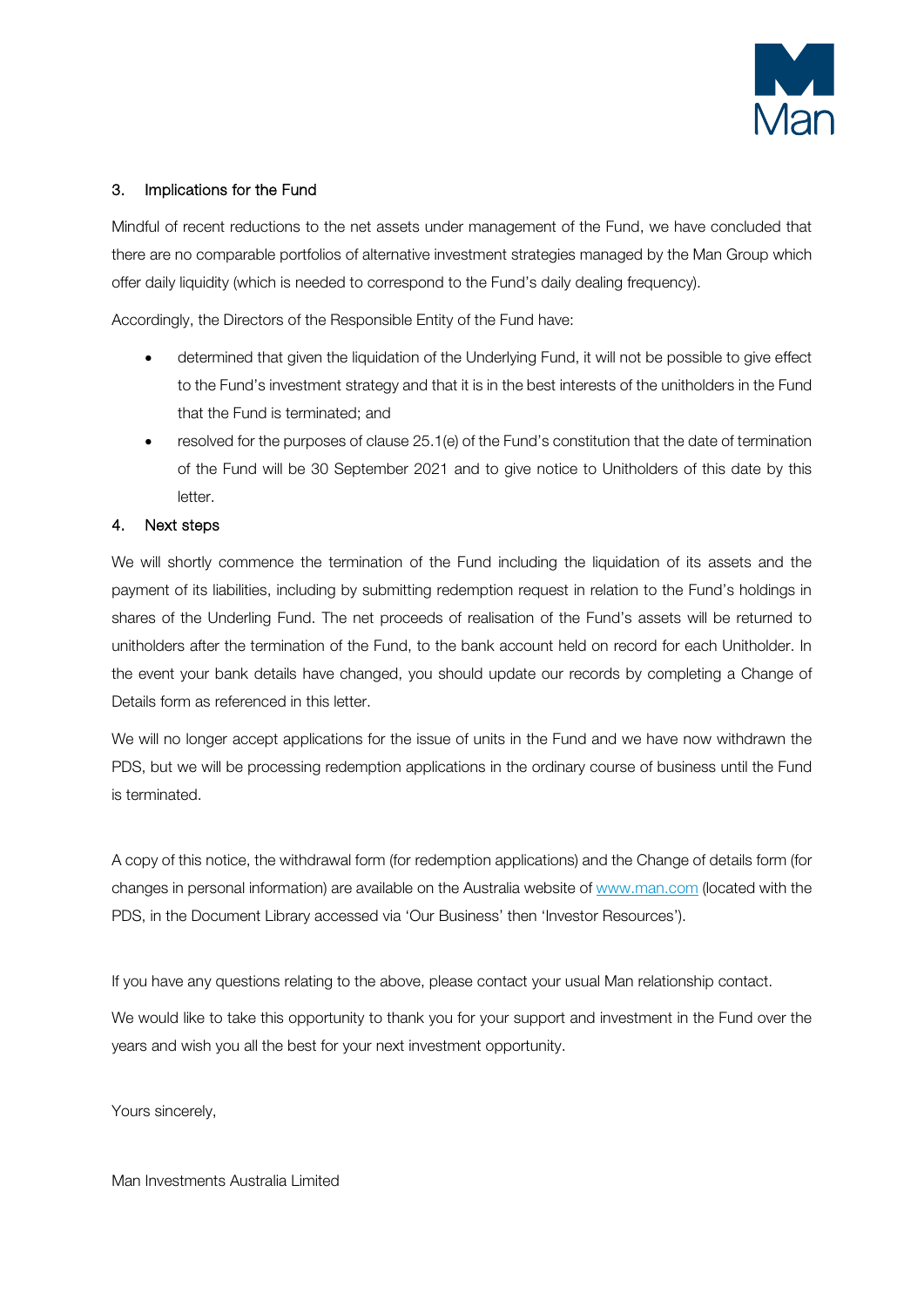## 3. Implications for the Fund

Mindful of recent reductions to the net assets under management of the Fund, we have concluded that there are no comparable portfolios of alternative investment strategies managed by the Man Group which offer daily liquidity (which is needed to correspond to the Fund's daily dealing frequency).

Accordingly, the Directors of the Responsible Entity of the Fund have:

- determined that given the liquidation of the Underlying Fund, it will not be possible to give effect to the Fund's investment strategy and that it is in the best interests of the unitholders in the Fund that the Fund is terminated; and
- resolved for the purposes of clause 25.1(e) of the Fund's constitution that the date of termination of the Fund will be 30 September 2021 and to give notice to Unitholders of this date by this letter.

## 4. Next steps

We will shortly commence the termination of the Fund including the liquidation of its assets and the payment of its liabilities, including by submitting redemption request in relation to the Fund's holdings in shares of the Underling Fund. The net proceeds of realisation of the Fund's assets will be returned to unitholders after the termination of the Fund, to the bank account held on record for each Unitholder. In the event your bank details have changed, you should update our records by completing a Change of Details form as referenced in this letter.

We will no longer accept applications for the issue of units in the Fund and we have now withdrawn the PDS, but we will be processing redemption applications in the ordinary course of business until the Fund is terminated.

A copy of this notice, the withdrawal form (for redemption applications) and the Change of details form (for changes in personal information) are available on the Australia website of [www.man.com](http://www.man.com) (located with the PDS, in the Document Library accessed via 'Our Business' then 'Investor Resources').

If you have any questions relating to the above, please contact your usual Man relationship contact.

We would like to take this opportunity to thank you for your support and investment in the Fund over the years and wish you all the best for your next investment opportunity.

Yours sincerely,

Man Investments Australia Limited